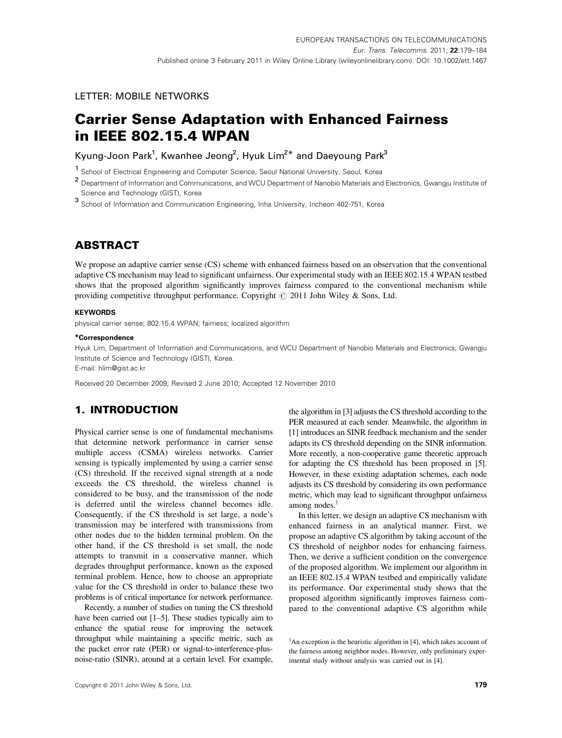LETTER: MOBILE NETWORKS

# Carrier Sense Adaptation with Enhanced Fairness in IEEE 802.15.4 WPAN

Kyung-Joon Park[1], Kwanhee Jeong[2], Hyuk Lim[2*] and Daeyoung Park[3]

[1] School of Electrical Engineering and Computer Science, Seoul National University, Seoul, Korea

[2] Department of Information and Communications, and WCU Department of Nanobio Materials and Electronics, Gwangju Institute of Science and Technology (GIST), Korea

[3] School of Information and Communication Engineering, Inha University, Incheon 402-751, Korea

## ABSTRACT

We propose an adaptive carrier sense (CS) scheme with enhanced fairness based on an observation that the conventional adaptive CS mechanism may lead to significant unfairness. Our experimental study with an IEEE 802.15.4 WPAN testbed shows that the proposed algorithm significantly improves fairness compared to the conventional mechanism while providing competitive throughput performance. Copyright © 2011 John Wiley & Sons, Ltd.

**KEYWORDS**

physical carrier sense; 802.15.4 WPAN; fairness; localized algorithm

**\*Correspondence**

Hyuk Lim, Department of Information and Communications, and WCU Department of Nanobio Materials and Electronics, Gwangju Institute of Science and Technology (GIST), Korea.
E-mail: hlim@gist.ac.kr

Received 20 December 2009; Revised 2 June 2010; Accepted 12 November 2010

## 1. INTRODUCTION

Physical carrier sense is one of fundamental mechanisms that determine network performance in carrier sense multiple access (CSMA) wireless networks. Carrier sensing is typically implemented by using a carrier sense (CS) threshold. If the received signal strength at a node exceeds the CS threshold, the wireless channel is considered to be busy, and the transmission of the node is deferred until the wireless channel becomes idle. Consequently, if the CS threshold is set large, a node's transmission may be interfered with transmissions from other nodes due to the hidden terminal problem. On the other hand, if the CS threshold is set small, the node attempts to transmit in a conservative manner, which degrades throughput performance, known as the exposed terminal problem. Hence, how to choose an appropriate value for the CS threshold in order to balance these two problems is of critical importance for network performance.

Recently, a number of studies on tuning the CS threshold have been carried out [1–5]. These studies typically aim to enhance the spatial reuse for improving the network throughput while maintaining a specific metric, such as the packet error rate (PER) or signal-to-interference-plus-noise-ratio (SINR), around at a certain level. For example, the algorithm in [3] adjusts the CS threshold according to the PER measured at each sender. Meanwhile, the algorithm in [1] introduces an SINR feedback mechanism and the sender adapts its CS threshold depending on the SINR information. More recently, a non-cooperative game theoretic approach for adapting the CS threshold has been proposed in [5]. However, in these existing adaptation schemes, each node adjusts its CS threshold by considering its own performance metric, which may lead to significant throughput unfairness among nodes.[†]

In this letter, we design an adaptive CS mechanism with enhanced fairness in an analytical manner. First, we propose an adaptive CS algorithm by taking account of the CS threshold of neighbor nodes for enhancing fairness. Then, we derive a sufficient condition on the convergence of the proposed algorithm. We implement our algorithm in an IEEE 802.15.4 WPAN testbed and empirically validate its performance. Our experimental study shows that the proposed algorithm significantly improves fairness compared to the conventional adaptive CS algorithm while

[†]An exception is the heuristic algorithm in [4], which takes account of the fairness among neighbor nodes. However, only preliminary experimental study without analysis was carried out in [4].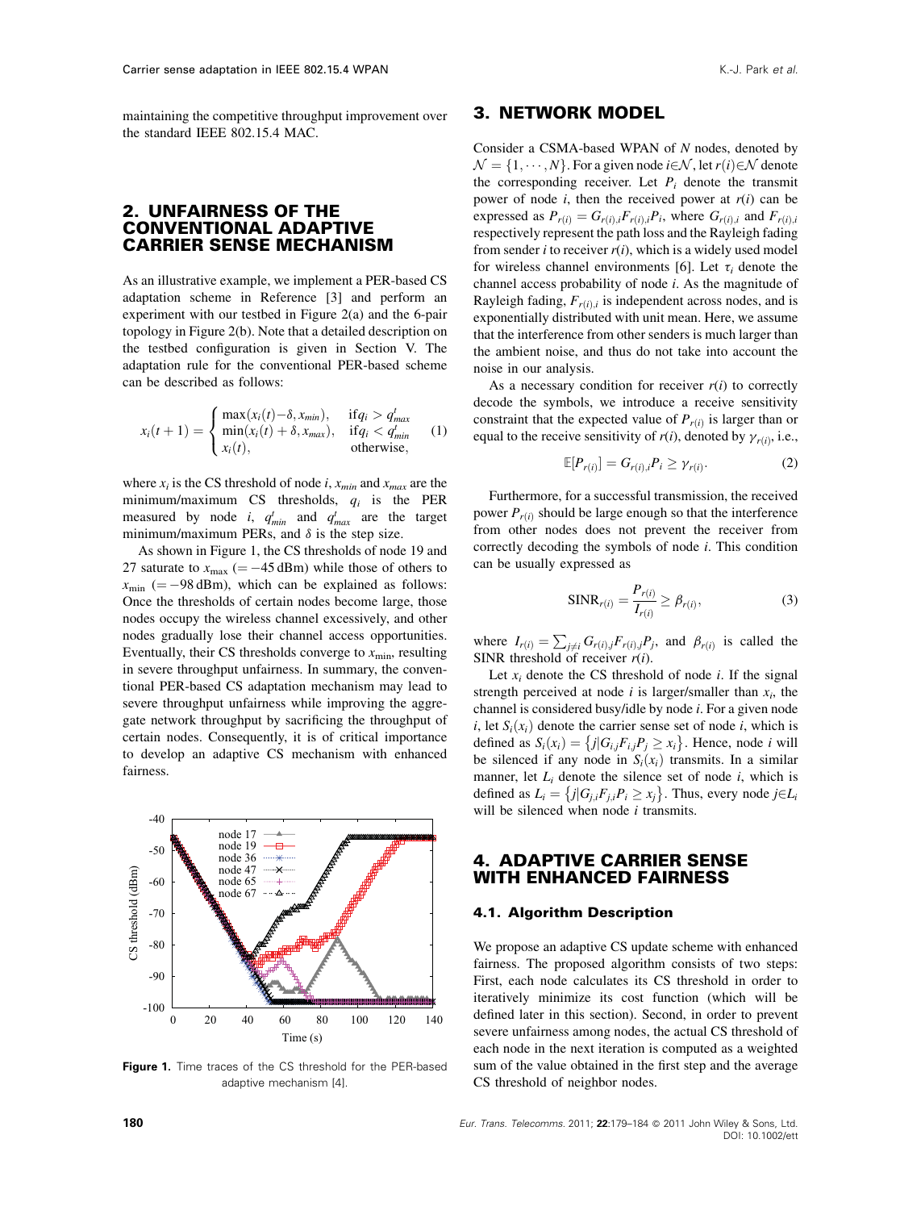maintaining the competitive throughput improvement over the standard IEEE 802.15.4 MAC.

## 2. UNFAIRNESS OF THE CONVENTIONAL ADAPTIVE CARRIER SENSE MECHANISM

As an illustrative example, we implement a PER-based CS adaptation scheme in Reference [3] and perform an experiment with our testbed in Figure 2(a) and the 6-pair topology in Figure 2(b). Note that a detailed description on the testbed configuration is given in Section V. The adaptation rule for the conventional PER-based scheme can be described as follows:

$$x_i(t+1) = \begin{cases} \max(x_i(t) - \delta, x_{min}), & \text{if} q_i > q^t_{max} \\ \min(x_i(t) + \delta, x_{max}), & \text{if} q_i < q^t_{min} \\ x_i(t), & \text{otherwise}, \end{cases} \quad (1)$$

where $x_i$ is the CS threshold of node $i$, $x_{min}$ and $x_{max}$ are the minimum/maximum CS thresholds, $q_i$ is the PER measured by node $i$, $q^t_{min}$ and $q^t_{max}$ are the target minimum/maximum PERs, and $\delta$ is the step size.

As shown in Figure 1, the CS thresholds of node 19 and 27 saturate to $x_{\max}$ $(=-45\,\text{dBm})$ while those of others to $x_{\min}$ $(=-98\,\text{dBm})$, which can be explained as follows: Once the thresholds of certain nodes become large, those nodes occupy the wireless channel excessively, and other nodes gradually lose their channel access opportunities. Eventually, their CS thresholds converge to $x_{\min}$, resulting in severe throughput unfairness. In summary, the conventional PER-based CS adaptation mechanism may lead to severe throughput unfairness while improving the aggregate network throughput by sacrificing the throughput of certain nodes. Consequently, it is of critical importance to develop an adaptive CS mechanism with enhanced fairness.

**Figure 1.** Time traces of the CS threshold for the PER-based adaptive mechanism [4].

## 3. NETWORK MODEL

Consider a CSMA-based WPAN of $N$ nodes, denoted by $\mathcal{N} = \{1, \cdots, N\}$. For a given node $i \in \mathcal{N}$, let $r(i) \in \mathcal{N}$ denote the corresponding receiver. Let $P_i$ denote the transmit power of node $i$, then the received power at $r(i)$ can be expressed as $P_{r(i)} = G_{r(i),i} F_{r(i),i} P_i$, where $G_{r(i),i}$ and $F_{r(i),i}$ respectively represent the path loss and the Rayleigh fading from sender $i$ to receiver $r(i)$, which is a widely used model for wireless channel environments [6]. Let $\tau_i$ denote the channel access probability of node $i$. As the magnitude of Rayleigh fading, $F_{r(i),i}$ is independent across nodes, and is exponentially distributed with unit mean. Here, we assume that the interference from other senders is much larger than the ambient noise, and thus do not take into account the noise in our analysis.

As a necessary condition for receiver $r(i)$ to correctly decode the symbols, we introduce a receive sensitivity constraint that the expected value of $P_{r(i)}$ is larger than or equal to the receive sensitivity of $r(i)$, denoted by $\gamma_{r(i)}$, i.e.,

$$\mathbb{E}[P_{r(i)}] = G_{r(i),i} P_i \geq \gamma_{r(i)}. \quad (2)$$

Furthermore, for a successful transmission, the received power $P_{r(i)}$ should be large enough so that the interference from other nodes does not prevent the receiver from correctly decoding the symbols of node $i$. This condition can be usually expressed as

$$\text{SINR}_{r(i)} = \frac{P_{r(i)}}{I_{r(i)}} \geq \beta_{r(i)}, \quad (3)$$

where $I_{r(i)} = \sum_{j \neq i} G_{r(i),j} F_{r(i),j} P_j$, and $\beta_{r(i)}$ is called the SINR threshold of receiver $r(i)$.

Let $x_i$ denote the CS threshold of node $i$. If the signal strength perceived at node $i$ is larger/smaller than $x_i$, the channel is considered busy/idle by node $i$. For a given node $i$, let $S_i(x_i)$ denote the carrier sense set of node $i$, which is defined as $S_i(x_i) = \{j | G_{i,j} F_{i,j} P_j \geq x_i\}$. Hence, node $i$ will be silenced if any node in $S_i(x_i)$ transmits. In a similar manner, let $L_i$ denote the silence set of node $i$, which is defined as $L_i = \{j | G_{j,i} F_{j,i} P_i \geq x_j\}$. Thus, every node $j \in L_i$ will be silenced when node $i$ transmits.

## 4. ADAPTIVE CARRIER SENSE WITH ENHANCED FAIRNESS

### 4.1. Algorithm Description

We propose an adaptive CS update scheme with enhanced fairness. The proposed algorithm consists of two steps: First, each node calculates its CS threshold in order to iteratively minimize its cost function (which will be defined later in this section). Second, in order to prevent severe unfairness among nodes, the actual CS threshold of each node in the next iteration is computed as a weighted sum of the value obtained in the first step and the average CS threshold of neighbor nodes.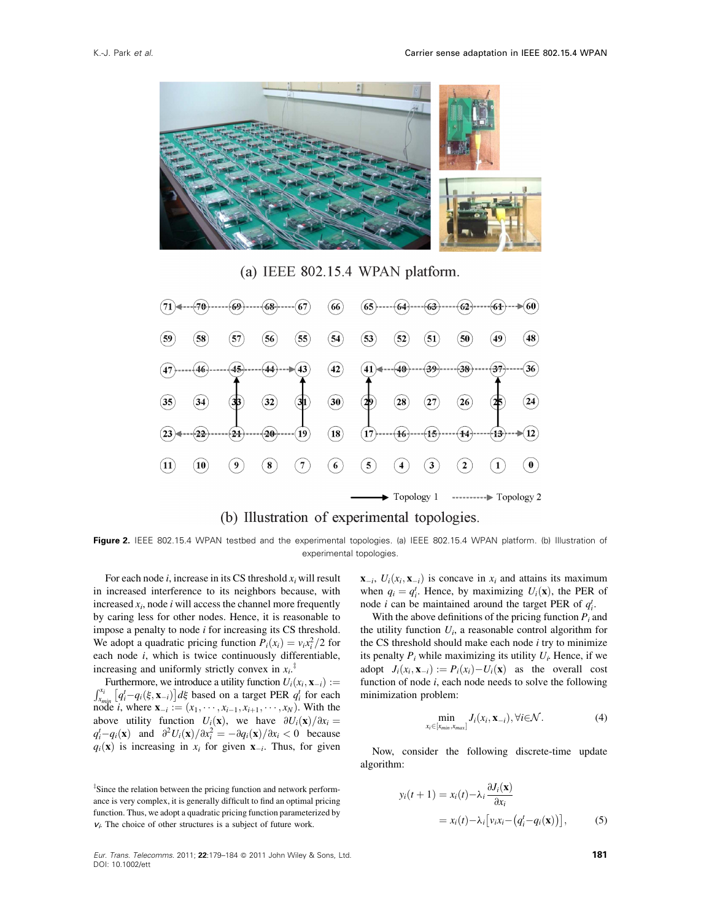Figure 2. IEEE 802.15.4 WPAN testbed and the experimental topologies. (a) IEEE 802.15.4 WPAN platform. (b) Illustration of experimental topologies.

For each node $i$, increase in its CS threshold $x_i$ will result in increased interference to its neighbors because, with increased $x_i$, node $i$ will access the channel more frequently by caring less for other nodes. Hence, it is reasonable to impose a penalty to node $i$ for increasing its CS threshold. We adopt a quadratic pricing function $P_i(x_i) = v_i x_i^2/2$ for each node $i$, which is twice continuously differentiable, increasing and uniformly strictly convex in $x_i$.[‡]

Furthermore, we introduce a utility function $U_i(x_i, \mathbf{x}_{-i}) := \int_{x_{min}}^{x_i} \left[q_i^t - q_i(\xi, \mathbf{x}_{-i})\right] d\xi$ based on a target PER $q_i^t$ for each node $i$, where $\mathbf{x}_{-i} := (x_1, \cdots, x_{i-1}, x_{i+1}, \cdots, x_N)$. With the above utility function $U_i(\mathbf{x})$, we have $\partial U_i(\mathbf{x})/\partial x_i = q_i^t - q_i(\mathbf{x})$ and $\partial^2 U_i(\mathbf{x})/\partial x_i^2 = -\partial q_i(\mathbf{x})/\partial x_i < 0$ because $q_i(\mathbf{x})$ is increasing in $x_i$ for given $\mathbf{x}_{-i}$. Thus, for given $\mathbf{x}_{-i}$, $U_i(x_i, \mathbf{x}_{-i})$ is concave in $x_i$ and attains its maximum when $q_i = q_i^t$. Hence, by maximizing $U_i(\mathbf{x})$, the PER of node $i$ can be maintained around the target PER of $q_i^t$.

With the above definitions of the pricing function $P_i$ and the utility function $U_i$, a reasonable control algorithm for the CS threshold should make each node $i$ try to minimize its penalty $P_i$ while maximizing its utility $U_i$. Hence, if we adopt $J_i(x_i, \mathbf{x}_{-i}) := P_i(x_i) - U_i(\mathbf{x})$ as the overall cost function of node $i$, each node needs to solve the following minimization problem:

$$\min_{x_i \in [x_{min}, x_{max}]} J_i(x_i, \mathbf{x}_{-i}), \forall i \in \mathcal{N}. \tag{4}$$

Now, consider the following discrete-time update algorithm:

$$\begin{aligned} y_i(t+1) &= x_i(t) - \lambda_i \frac{\partial J_i(\mathbf{x})}{\partial x_i} \\ &= x_i(t) - \lambda_i \left[v_i x_i - \left(q_i^t - q_i(\mathbf{x})\right)\right], \end{aligned} \tag{5}$$

[‡] Since the relation between the pricing function and network performance is very complex, it is generally difficult to find an optimal pricing function. Thus, we adopt a quadratic pricing function parameterized by $v_i$. The choice of other structures is a subject of future work.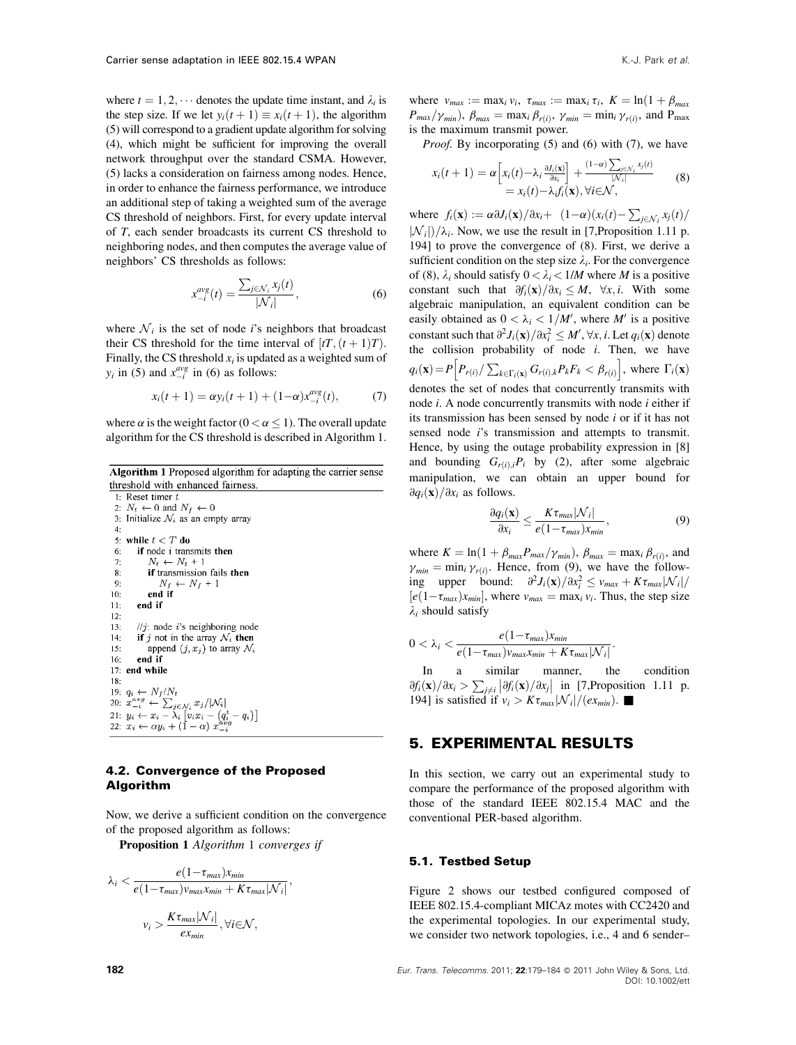where $t = 1, 2, \cdots$ denotes the update time instant, and $\lambda_i$ is the step size. If we let $y_i(t+1) \equiv x_i(t+1)$, the algorithm (5) will correspond to a gradient update algorithm for solving (4), which might be sufficient for improving the overall network throughput over the standard CSMA. However, (5) lacks a consideration on fairness among nodes. Hence, in order to enhance the fairness performance, we introduce an additional step of taking a weighted sum of the average CS threshold of neighbors. First, for every update interval of $T$, each sender broadcasts its current CS threshold to neighboring nodes, and then computes the average value of neighbors' CS thresholds as follows:

$$x_{-i}^{avg}(t) = \frac{\sum_{j \in \mathcal{N}_i} x_j(t)}{|\mathcal{N}_i|}, \tag{6}$$

where $\mathcal{N}_i$ is the set of node $i$'s neighbors that broadcast their CS threshold for the time interval of $[tT, (t+1)T)$. Finally, the CS threshold $x_i$ is updated as a weighted sum of $y_i$ in (5) and $x_{-i}^{avg}$ in (6) as follows:

$$x_i(t+1) = \alpha y_i(t+1) + (1-\alpha) x_{-i}^{avg}(t), \tag{7}$$

where $\alpha$ is the weight factor ($0 < \alpha \leq 1$). The overall update algorithm for the CS threshold is described in Algorithm 1.

**Algorithm 1** Proposed algorithm for adapting the carrier sense threshold with enhanced fairness.

```
1: Reset timer t
2: N_t ← 0 and N_f ← 0
3: Initialize N_i as an empty array
4:
5: while t < T do
6:   if node i transmits then
7:     N_t ← N_t + 1
8:     if transmission fails then
9:       N_f ← N_f + 1
10:    end if
11:  end if
12:
13:  //j: node i's neighboring node
14:  if j not in the array N_i then
15:    append (j, x_j) to array N_i
16:  end if
17: end while
18:
19: q_i ← N_f/N_t
20: x_{-i}^{avg} ← Σ_{j∈N_i} x_j/|N_i|
21: y_i ← x_i − λ_i [v_i x_i − (q_i^t − q_i)]
22: x_i ← α y_i + (1 − α) x_{-i}^{avg}
```

### 4.2. Convergence of the Proposed Algorithm

Now, we derive a sufficient condition on the convergence of the proposed algorithm as follows:

**Proposition 1** *Algorithm* 1 *converges if*

$$\lambda_i < \frac{e(1-\tau_{max})x_{min}}{e(1-\tau_{max})v_{max}x_{min} + K\tau_{max}|\mathcal{N}_i|},$$

$$v_i > \frac{K\tau_{max}|\mathcal{N}_i|}{ex_{min}}, \forall i \in \mathcal{N},$$

where $v_{max} := \max_i v_i$, $\tau_{max} := \max_i \tau_i$, $K = \ln(1 + \beta_{max} P_{max}/\gamma_{min})$, $\beta_{max} = \max_i \beta_{r(i)}$, $\gamma_{min} = \min_i \gamma_{r(i)}$, and $P_{max}$ is the maximum transmit power.

*Proof.* By incorporating (5) and (6) with (7), we have

$$\begin{aligned} x_i(t+1) &= \alpha\left[x_i(t) - \lambda_i \frac{\partial J_i(\mathbf{x})}{\partial x_i}\right] + \frac{(1-\alpha)\sum_{j\in\mathcal{N}_i} x_j(t)}{|\mathcal{N}_i|} \\ &= x_i(t) - \lambda_i f_i(\mathbf{x}), \forall i \in \mathcal{N}, \end{aligned} \tag{8}$$

where $f_i(\mathbf{x}) := \alpha \partial J_i(\mathbf{x})/\partial x_i + (1-\alpha)(x_i(t) - \sum_{j\in\mathcal{N}_i} x_j(t)/|\mathcal{N}_i|)/\lambda_i$. Now, we use the result in [7,Proposition 1.11 p. 194] to prove the convergence of (8). First, we derive a sufficient condition on the step size $\lambda_i$. For the convergence of (8), $\lambda_i$ should satisfy $0 < \lambda_i < 1/M$ where $M$ is a positive constant such that $\partial f_i(\mathbf{x})/\partial x_i \leq M$, $\forall x, i$. With some algebraic manipulation, an equivalent condition can be easily obtained as $0 < \lambda_i < 1/M'$, where $M'$ is a positive constant such that $\partial^2 J_i(\mathbf{x})/\partial x_i^2 \leq M', \forall x, i$. Let $q_i(\mathbf{x})$ denote the collision probability of node $i$. Then, we have $q_i(\mathbf{x}) = P\left[P_{r(i)}/\sum_{k\in\Gamma_i(\mathbf{x})} G_{r(i),k} P_k F_k < \beta_{r(i)}\right]$, where $\Gamma_i(\mathbf{x})$ denotes the set of nodes that concurrently transmits with node $i$. A node concurrently transmits with node $i$ either if its transmission has been sensed by node $i$ or if it has not sensed node $i$'s transmission and attempts to transmit. Hence, by using the outage probability expression in [8] and bounding $G_{r(i),i}P_i$ by (2), after some algebraic manipulation, we can obtain an upper bound for $\partial q_i(\mathbf{x})/\partial x_i$ as follows.

$$\frac{\partial q_i(\mathbf{x})}{\partial x_i} \leq \frac{K\tau_{max}|\mathcal{N}_i|}{e(1-\tau_{max})x_{min}}, \tag{9}$$

where $K = \ln(1 + \beta_{max} P_{max}/\gamma_{min})$, $\beta_{max} = \max_i \beta_{r(i)}$, and $\gamma_{min} = \min_i \gamma_{r(i)}$. Hence, from (9), we have the following upper bound: $\partial^2 J_i(\mathbf{x})/\partial x_i^2 \leq v_{max} + K\tau_{max}|\mathcal{N}_i|/[e(1-\tau_{max})x_{min}]$, where $v_{max} = \max_i v_i$. Thus, the step size $\lambda_i$ should satisfy

$$0 < \lambda_i < \frac{e(1-\tau_{max})x_{min}}{e(1-\tau_{max})v_{max}x_{min} + K\tau_{max}|\mathcal{N}_i|}.$$

In a similar manner, the condition $\partial f_i(\mathbf{x})/\partial x_i > \sum_{j\neq i} |\partial f_i(\mathbf{x})/\partial x_j|$ in [7,Proposition 1.11 p. 194] is satisfied if $v_i > K\tau_{max}|\mathcal{N}_i|/(ex_{min})$. ■

## 5. EXPERIMENTAL RESULTS

In this section, we carry out an experimental study to compare the performance of the proposed algorithm with those of the standard IEEE 802.15.4 MAC and the conventional PER-based algorithm.

### 5.1. Testbed Setup

Figure 2 shows our testbed configured composed of IEEE 802.15.4-compliant MICAz motes with CC2420 and the experimental topologies. In our experimental study, we consider two network topologies, i.e., 4 and 6 sender–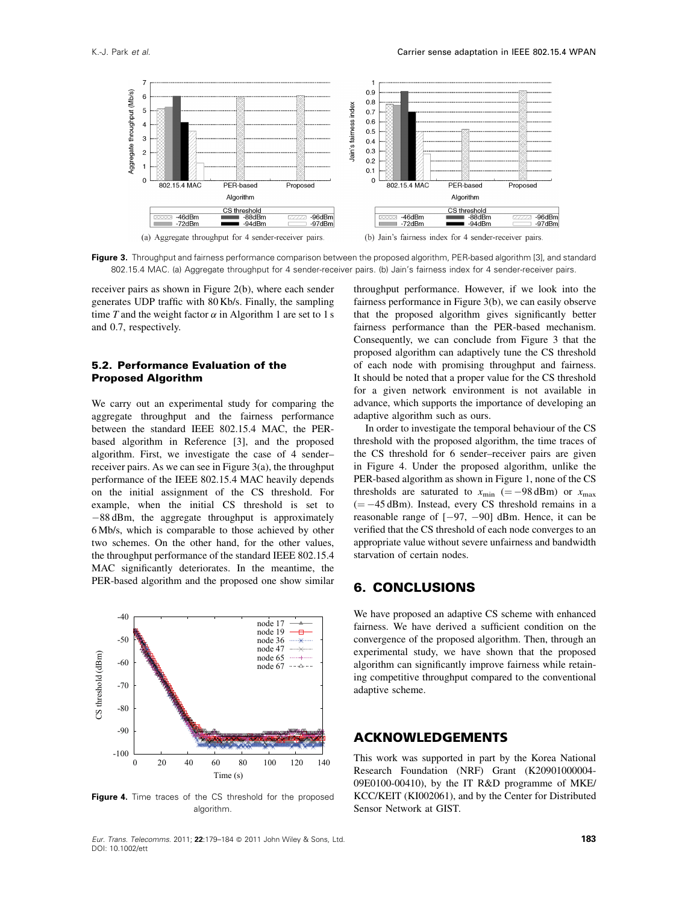![Figure 3 chart](#)

**Figure 3.** Throughput and fairness performance comparison between the proposed algorithm, PER-based algorithm [3], and standard 802.15.4 MAC. (a) Aggregate throughput for 4 sender-receiver pairs. (b) Jain's fairness index for 4 sender-receiver pairs.

receiver pairs as shown in Figure 2(b), where each sender generates UDP traffic with 80 Kb/s. Finally, the sampling time $T$ and the weight factor $\alpha$ in Algorithm 1 are set to 1 s and 0.7, respectively.

### 5.2. Performance Evaluation of the Proposed Algorithm

We carry out an experimental study for comparing the aggregate throughput and the fairness performance between the standard IEEE 802.15.4 MAC, the PER-based algorithm in Reference [3], and the proposed algorithm. First, we investigate the case of 4 sender–receiver pairs. As we can see in Figure 3(a), the throughput performance of the IEEE 802.15.4 MAC heavily depends on the initial assignment of the CS threshold. For example, when the initial CS threshold is set to −88 dBm, the aggregate throughput is approximately 6 Mb/s, which is comparable to those achieved by other two schemes. On the other hand, for the other values, the throughput performance of the standard IEEE 802.15.4 MAC significantly deteriorates. In the meantime, the PER-based algorithm and the proposed one show similar throughput performance. However, if we look into the fairness performance in Figure 3(b), we can easily observe that the proposed algorithm gives significantly better fairness performance than the PER-based mechanism. Consequently, we can conclude from Figure 3 that the proposed algorithm can adaptively tune the CS threshold of each node with promising throughput and fairness. It should be noted that a proper value for the CS threshold for a given network environment is not available in advance, which supports the importance of developing an adaptive algorithm such as ours.

In order to investigate the temporal behaviour of the CS threshold with the proposed algorithm, the time traces of the CS threshold for 6 sender–receiver pairs are given in Figure 4. Under the proposed algorithm, unlike the PER-based algorithm as shown in Figure 1, none of the CS thresholds are saturated to $x_{\min}$ ($=-98$ dBm) or $x_{\max}$ ($=-45$ dBm). Instead, every CS threshold remains in a reasonable range of $[-97, -90]$ dBm. Hence, it can be verified that the CS threshold of each node converges to an appropriate value without severe unfairness and bandwidth starvation of certain nodes.

![Figure 4 chart](#)

**Figure 4.** Time traces of the CS threshold for the proposed algorithm.

## 6. CONCLUSIONS

We have proposed an adaptive CS scheme with enhanced fairness. We have derived a sufficient condition on the convergence of the proposed algorithm. Then, through an experimental study, we have shown that the proposed algorithm can significantly improve fairness while retaining competitive throughput compared to the conventional adaptive scheme.

## ACKNOWLEDGEMENTS

This work was supported in part by the Korea National Research Foundation (NRF) Grant (K20901000004-09E0100-00410), by the IT R&D programme of MKE/KCC/KEIT (KI002061), and by the Center for Distributed Sensor Network at GIST.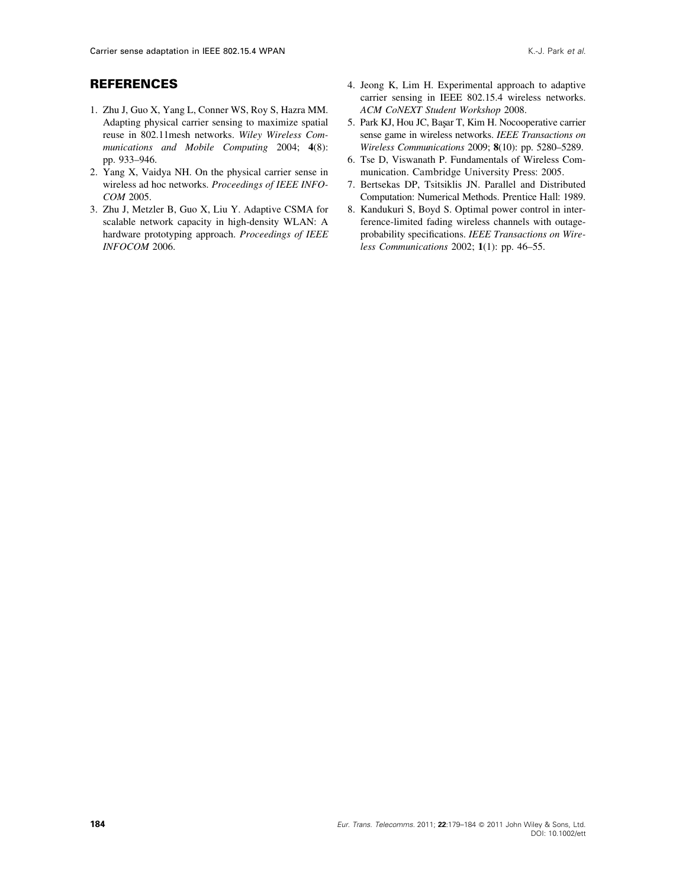## REFERENCES

1. Zhu J, Guo X, Yang L, Conner WS, Roy S, Hazra MM. Adapting physical carrier sensing to maximize spatial reuse in 802.11mesh networks. *Wiley Wireless Communications and Mobile Computing* 2004; **4**(8): pp. 933–946.
2. Yang X, Vaidya NH. On the physical carrier sense in wireless ad hoc networks. *Proceedings of IEEE INFOCOM* 2005.
3. Zhu J, Metzler B, Guo X, Liu Y. Adaptive CSMA for scalable network capacity in high-density WLAN: A hardware prototyping approach. *Proceedings of IEEE INFOCOM* 2006.
4. Jeong K, Lim H. Experimental approach to adaptive carrier sensing in IEEE 802.15.4 wireless networks. *ACM CoNEXT Student Workshop* 2008.
5. Park KJ, Hou JC, Başar T, Kim H. Nocooperative carrier sense game in wireless networks. *IEEE Transactions on Wireless Communications* 2009; **8**(10): pp. 5280–5289.
6. Tse D, Viswanath P. Fundamentals of Wireless Communication. Cambridge University Press: 2005.
7. Bertsekas DP, Tsitsiklis JN. Parallel and Distributed Computation: Numerical Methods. Prentice Hall: 1989.
8. Kandukuri S, Boyd S. Optimal power control in interference-limited fading wireless channels with outage-probability specifications. *IEEE Transactions on Wireless Communications* 2002; **1**(1): pp. 46–55.